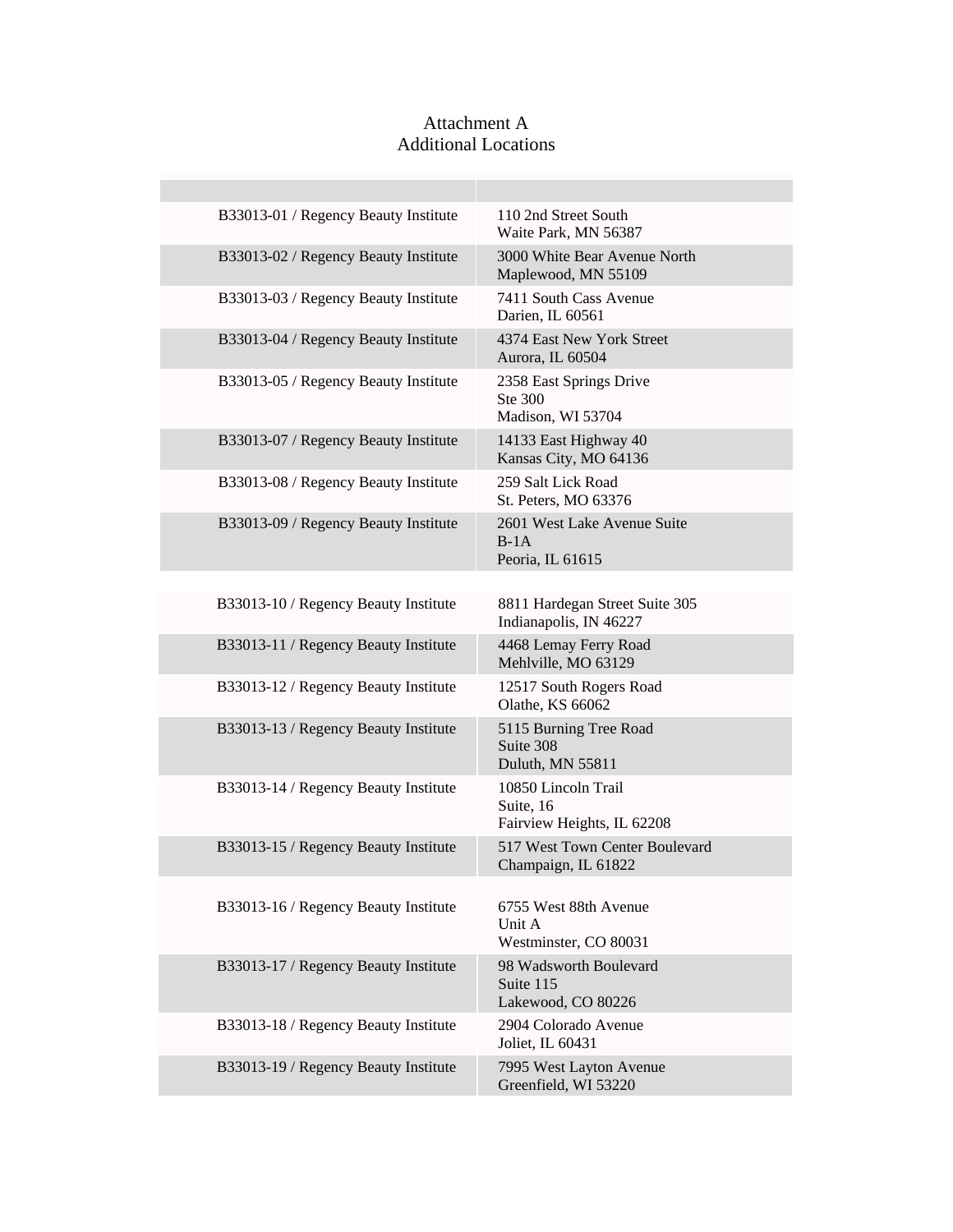Attachment A
Additional Locations

| | |
|---|---|
| B33013-01 / Regency Beauty Institute | 110 2nd Street South<br>Waite Park, MN 56387 |
| B33013-02 / Regency Beauty Institute | 3000 White Bear Avenue North<br>Maplewood, MN 55109 |
| B33013-03 / Regency Beauty Institute | 7411 South Cass Avenue<br>Darien, IL 60561 |
| B33013-04 / Regency Beauty Institute | 4374 East New York Street<br>Aurora, IL 60504 |
| B33013-05 / Regency Beauty Institute | 2358 East Springs Drive<br>Ste 300<br>Madison, WI 53704 |
| B33013-07 / Regency Beauty Institute | 14133 East Highway 40<br>Kansas City, MO 64136 |
| B33013-08 / Regency Beauty Institute | 259 Salt Lick Road<br>St. Peters, MO 63376 |
| B33013-09 / Regency Beauty Institute | 2601 West Lake Avenue Suite<br>B-1A<br>Peoria, IL 61615 |
| B33013-10 / Regency Beauty Institute | 8811 Hardegan Street Suite 305<br>Indianapolis, IN 46227 |
| B33013-11 / Regency Beauty Institute | 4468 Lemay Ferry Road<br>Mehlville, MO 63129 |
| B33013-12 / Regency Beauty Institute | 12517 South Rogers Road<br>Olathe, KS 66062 |
| B33013-13 / Regency Beauty Institute | 5115 Burning Tree Road<br>Suite 308<br>Duluth, MN 55811 |
| B33013-14 / Regency Beauty Institute | 10850 Lincoln Trail<br>Suite, 16<br>Fairview Heights, IL 62208 |
| B33013-15 / Regency Beauty Institute | 517 West Town Center Boulevard<br>Champaign, IL 61822 |
| B33013-16 / Regency Beauty Institute | 6755 West 88th Avenue<br>Unit A<br>Westminster, CO 80031 |
| B33013-17 / Regency Beauty Institute | 98 Wadsworth Boulevard<br>Suite 115<br>Lakewood, CO 80226 |
| B33013-18 / Regency Beauty Institute | 2904 Colorado Avenue<br>Joliet, IL 60431 |
| B33013-19 / Regency Beauty Institute | 7995 West Layton Avenue<br>Greenfield, WI 53220 |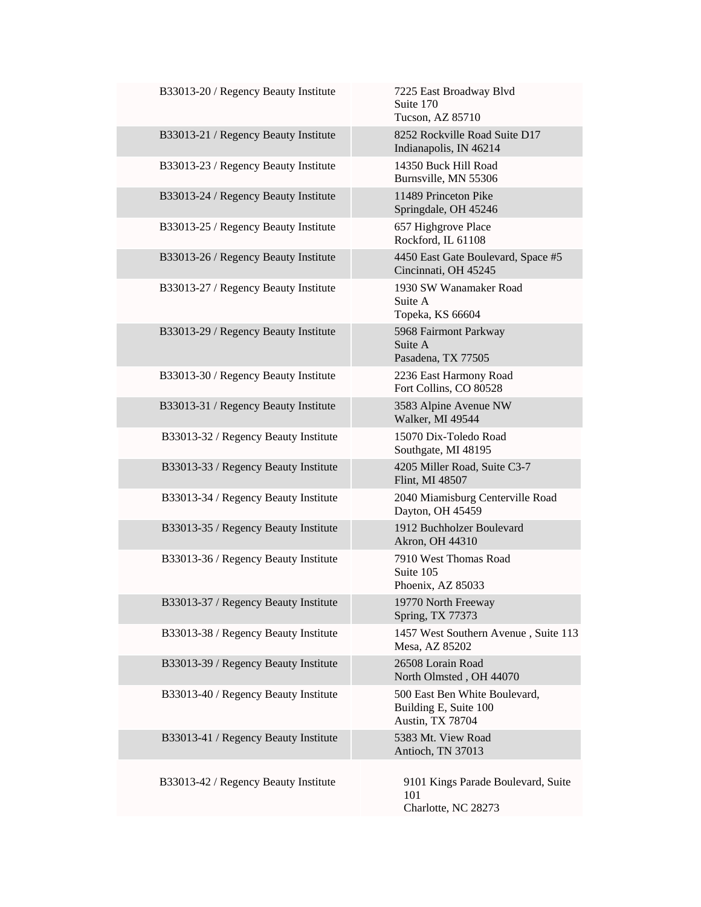| | |
|---|---|
| B33013-20 / Regency Beauty Institute | 7225 East Broadway Blvd<br>Suite 170<br>Tucson, AZ 85710 |
| B33013-21 / Regency Beauty Institute | 8252 Rockville Road Suite D17<br>Indianapolis, IN 46214 |
| B33013-23 / Regency Beauty Institute | 14350 Buck Hill Road<br>Burnsville, MN 55306 |
| B33013-24 / Regency Beauty Institute | 11489 Princeton Pike<br>Springdale, OH 45246 |
| B33013-25 / Regency Beauty Institute | 657 Highgrove Place<br>Rockford, IL 61108 |
| B33013-26 / Regency Beauty Institute | 4450 East Gate Boulevard, Space #5<br>Cincinnati, OH 45245 |
| B33013-27 / Regency Beauty Institute | 1930 SW Wanamaker Road<br>Suite A<br>Topeka, KS 66604 |
| B33013-29 / Regency Beauty Institute | 5968 Fairmont Parkway<br>Suite A<br>Pasadena, TX 77505 |
| B33013-30 / Regency Beauty Institute | 2236 East Harmony Road<br>Fort Collins, CO 80528 |
| B33013-31 / Regency Beauty Institute | 3583 Alpine Avenue NW<br>Walker, MI 49544 |
| B33013-32 / Regency Beauty Institute | 15070 Dix-Toledo Road<br>Southgate, MI 48195 |
| B33013-33 / Regency Beauty Institute | 4205 Miller Road, Suite C3-7<br>Flint, MI 48507 |
| B33013-34 / Regency Beauty Institute | 2040 Miamisburg Centerville Road<br>Dayton, OH 45459 |
| B33013-35 / Regency Beauty Institute | 1912 Buchholzer Boulevard<br>Akron, OH 44310 |
| B33013-36 / Regency Beauty Institute | 7910 West Thomas Road<br>Suite 105<br>Phoenix, AZ 85033 |
| B33013-37 / Regency Beauty Institute | 19770 North Freeway<br>Spring, TX 77373 |
| B33013-38 / Regency Beauty Institute | 1457 West Southern Avenue , Suite 113<br>Mesa, AZ 85202 |
| B33013-39 / Regency Beauty Institute | 26508 Lorain Road<br>North Olmsted , OH 44070 |
| B33013-40 / Regency Beauty Institute | 500 East Ben White Boulevard,<br>Building E, Suite 100<br>Austin, TX 78704 |
| B33013-41 / Regency Beauty Institute | 5383 Mt. View Road<br>Antioch, TN 37013 |
| B33013-42 / Regency Beauty Institute | 9101 Kings Parade Boulevard, Suite 101<br>Charlotte, NC 28273 |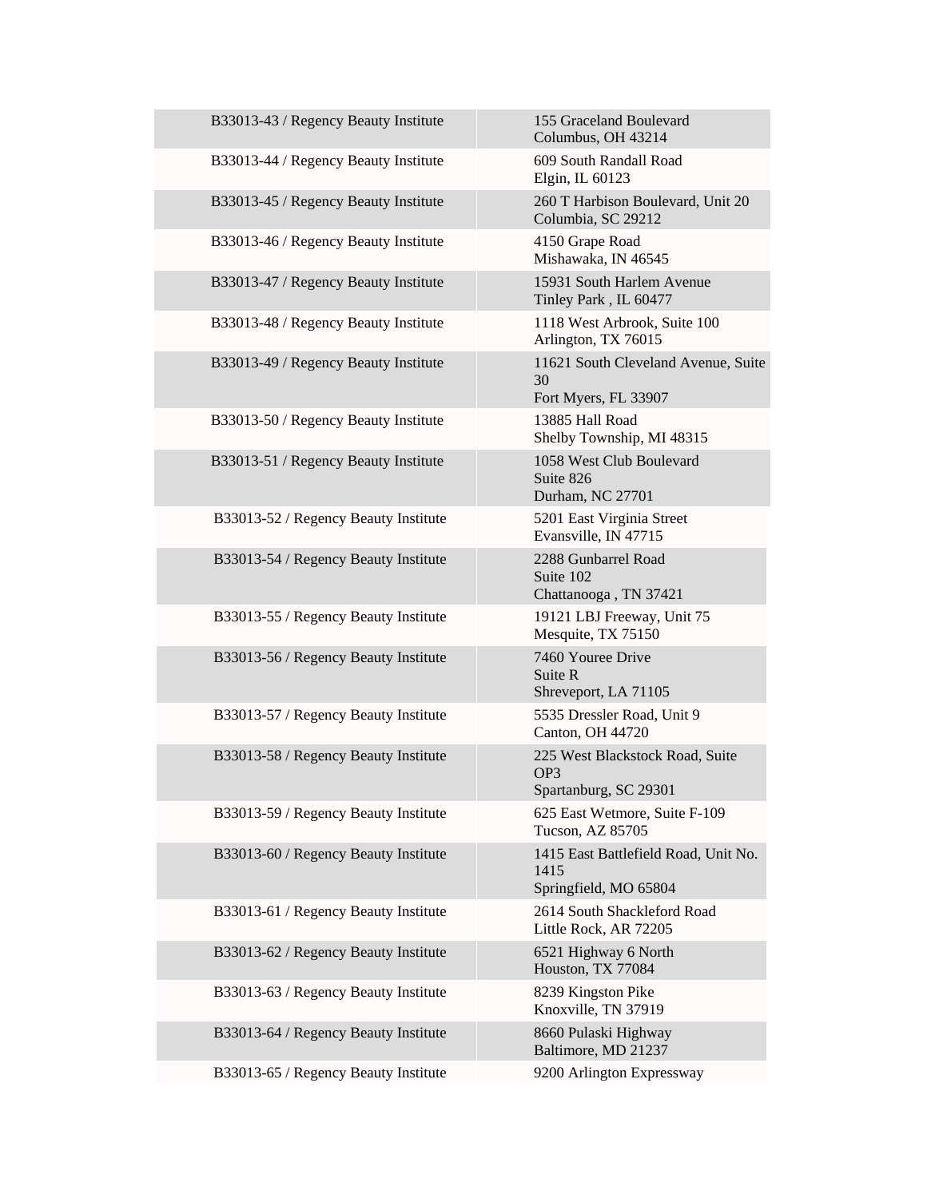| | |
|---|---|
| B33013-43 / Regency Beauty Institute | 155 Graceland Boulevard<br>Columbus, OH 43214 |
| B33013-44 / Regency Beauty Institute | 609 South Randall Road<br>Elgin, IL 60123 |
| B33013-45 / Regency Beauty Institute | 260 T Harbison Boulevard, Unit 20<br>Columbia, SC 29212 |
| B33013-46 / Regency Beauty Institute | 4150 Grape Road<br>Mishawaka, IN 46545 |
| B33013-47 / Regency Beauty Institute | 15931 South Harlem Avenue<br>Tinley Park , IL 60477 |
| B33013-48 / Regency Beauty Institute | 1118 West Arbrook, Suite 100<br>Arlington, TX 76015 |
| B33013-49 / Regency Beauty Institute | 11621 South Cleveland Avenue, Suite 30<br>Fort Myers, FL 33907 |
| B33013-50 / Regency Beauty Institute | 13885 Hall Road<br>Shelby Township, MI 48315 |
| B33013-51 / Regency Beauty Institute | 1058 West Club Boulevard<br>Suite 826<br>Durham, NC 27701 |
| B33013-52 / Regency Beauty Institute | 5201 East Virginia Street<br>Evansville, IN 47715 |
| B33013-54 / Regency Beauty Institute | 2288 Gunbarrel Road<br>Suite 102<br>Chattanooga , TN 37421 |
| B33013-55 / Regency Beauty Institute | 19121 LBJ Freeway, Unit 75<br>Mesquite, TX 75150 |
| B33013-56 / Regency Beauty Institute | 7460 Youree Drive<br>Suite R<br>Shreveport, LA 71105 |
| B33013-57 / Regency Beauty Institute | 5535 Dressler Road, Unit 9<br>Canton, OH 44720 |
| B33013-58 / Regency Beauty Institute | 225 West Blackstock Road, Suite OP3<br>Spartanburg, SC 29301 |
| B33013-59 / Regency Beauty Institute | 625 East Wetmore, Suite F-109<br>Tucson, AZ 85705 |
| B33013-60 / Regency Beauty Institute | 1415 East Battlefield Road, Unit No. 1415<br>Springfield, MO 65804 |
| B33013-61 / Regency Beauty Institute | 2614 South Shackleford Road<br>Little Rock, AR 72205 |
| B33013-62 / Regency Beauty Institute | 6521 Highway 6 North<br>Houston, TX 77084 |
| B33013-63 / Regency Beauty Institute | 8239 Kingston Pike<br>Knoxville, TN 37919 |
| B33013-64 / Regency Beauty Institute | 8660 Pulaski Highway<br>Baltimore, MD 21237 |
| B33013-65 / Regency Beauty Institute | 9200 Arlington Expressway |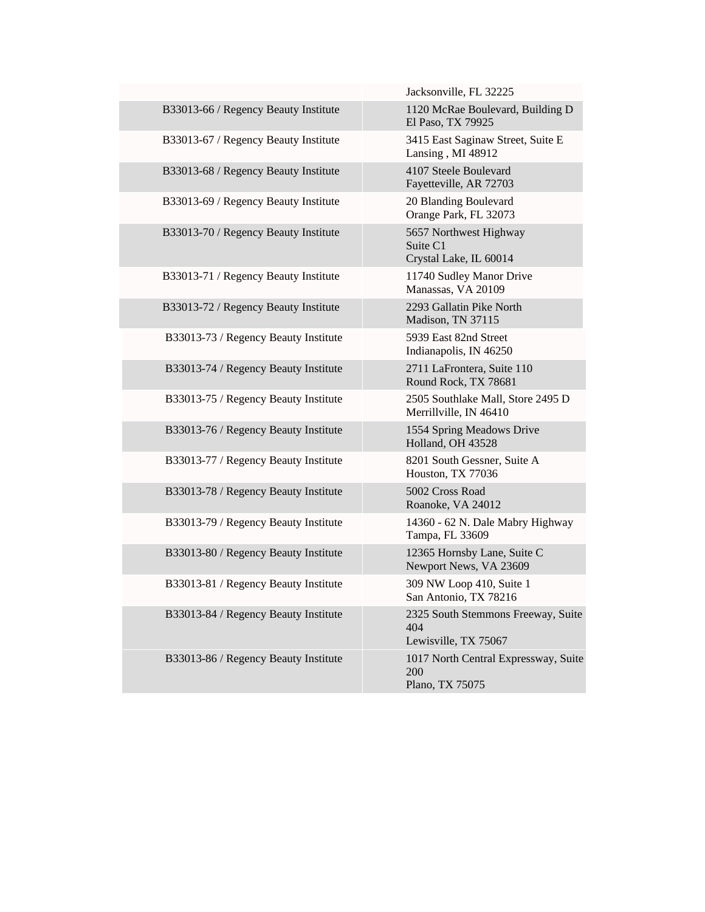| | |
|---|---|
| | Jacksonville, FL 32225 |
| B33013-66 / Regency Beauty Institute | 1120 McRae Boulevard, Building D<br>El Paso, TX 79925 |
| B33013-67 / Regency Beauty Institute | 3415 East Saginaw Street, Suite E<br>Lansing , MI 48912 |
| B33013-68 / Regency Beauty Institute | 4107 Steele Boulevard<br>Fayetteville, AR 72703 |
| B33013-69 / Regency Beauty Institute | 20 Blanding Boulevard<br>Orange Park, FL 32073 |
| B33013-70 / Regency Beauty Institute | 5657 Northwest Highway<br>Suite C1<br>Crystal Lake, IL 60014 |
| B33013-71 / Regency Beauty Institute | 11740 Sudley Manor Drive<br>Manassas, VA 20109 |
| B33013-72 / Regency Beauty Institute | 2293 Gallatin Pike North<br>Madison, TN 37115 |
| B33013-73 / Regency Beauty Institute | 5939 East 82nd Street<br>Indianapolis, IN 46250 |
| B33013-74 / Regency Beauty Institute | 2711 LaFrontera, Suite 110<br>Round Rock, TX 78681 |
| B33013-75 / Regency Beauty Institute | 2505 Southlake Mall, Store 2495 D<br>Merrillville, IN 46410 |
| B33013-76 / Regency Beauty Institute | 1554 Spring Meadows Drive<br>Holland, OH 43528 |
| B33013-77 / Regency Beauty Institute | 8201 South Gessner, Suite A<br>Houston, TX 77036 |
| B33013-78 / Regency Beauty Institute | 5002 Cross Road<br>Roanoke, VA 24012 |
| B33013-79 / Regency Beauty Institute | 14360 - 62 N. Dale Mabry Highway<br>Tampa, FL 33609 |
| B33013-80 / Regency Beauty Institute | 12365 Hornsby Lane, Suite C<br>Newport News, VA 23609 |
| B33013-81 / Regency Beauty Institute | 309 NW Loop 410, Suite 1<br>San Antonio, TX 78216 |
| B33013-84 / Regency Beauty Institute | 2325 South Stemmons Freeway, Suite 404<br>Lewisville, TX 75067 |
| B33013-86 / Regency Beauty Institute | 1017 North Central Expressway, Suite 200<br>Plano, TX 75075 |